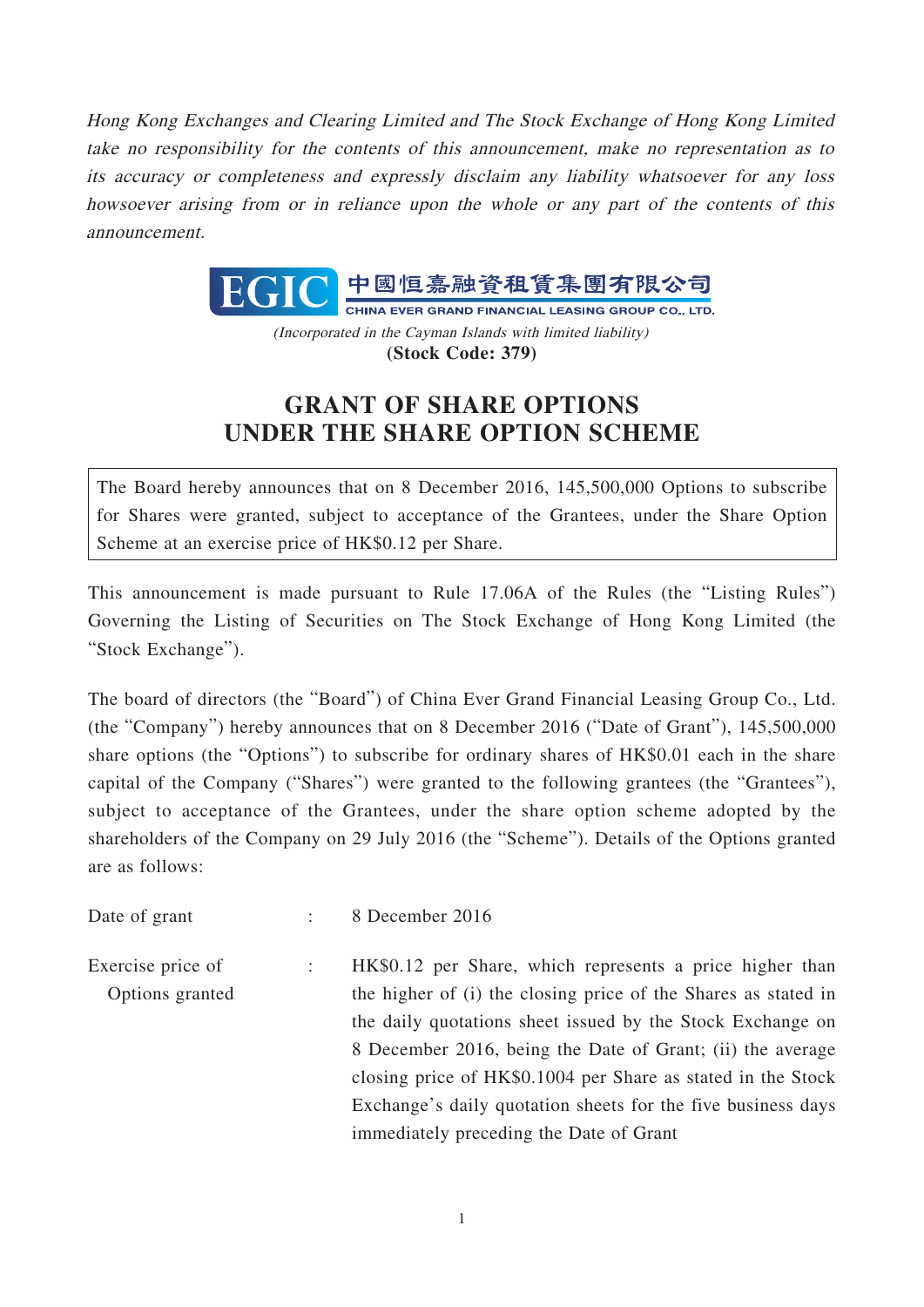*Hong Kong Exchanges and Clearing Limited and The Stock Exchange of Hong Kong Limited take no responsibility for the contents of this announcement, make no representation as to its accuracy or completeness and expressly disclaim any liability whatsoever for any loss howsoever arising from or in reliance upon the whole or any part of the contents of this announcement.*

**EGIC 中國恒嘉融資租賃集團有限公司**
**CHINA EVER GRAND FINANCIAL LEASING GROUP CO., LTD.**

*(Incorporated in the Cayman Islands with limited liability)*
**(Stock Code: 379)**

# GRANT OF SHARE OPTIONS UNDER THE SHARE OPTION SCHEME

The Board hereby announces that on 8 December 2016, 145,500,000 Options to subscribe for Shares were granted, subject to acceptance of the Grantees, under the Share Option Scheme at an exercise price of HK$0.12 per Share.

This announcement is made pursuant to Rule 17.06A of the Rules (the "Listing Rules") Governing the Listing of Securities on The Stock Exchange of Hong Kong Limited (the "Stock Exchange").

The board of directors (the "Board") of China Ever Grand Financial Leasing Group Co., Ltd. (the "Company") hereby announces that on 8 December 2016 ("Date of Grant"), 145,500,000 share options (the "Options") to subscribe for ordinary shares of HK$0.01 each in the share capital of the Company ("Shares") were granted to the following grantees (the "Grantees"), subject to acceptance of the Grantees, under the share option scheme adopted by the shareholders of the Company on 29 July 2016 (the "Scheme"). Details of the Options granted are as follows:

| | | |
|---|---|---|
| Date of grant | : | 8 December 2016 |
| Exercise price of Options granted | : | HK$0.12 per Share, which represents a price higher than the higher of (i) the closing price of the Shares as stated in the daily quotations sheet issued by the Stock Exchange on 8 December 2016, being the Date of Grant; (ii) the average closing price of HK$0.1004 per Share as stated in the Stock Exchange's daily quotation sheets for the five business days immediately preceding the Date of Grant |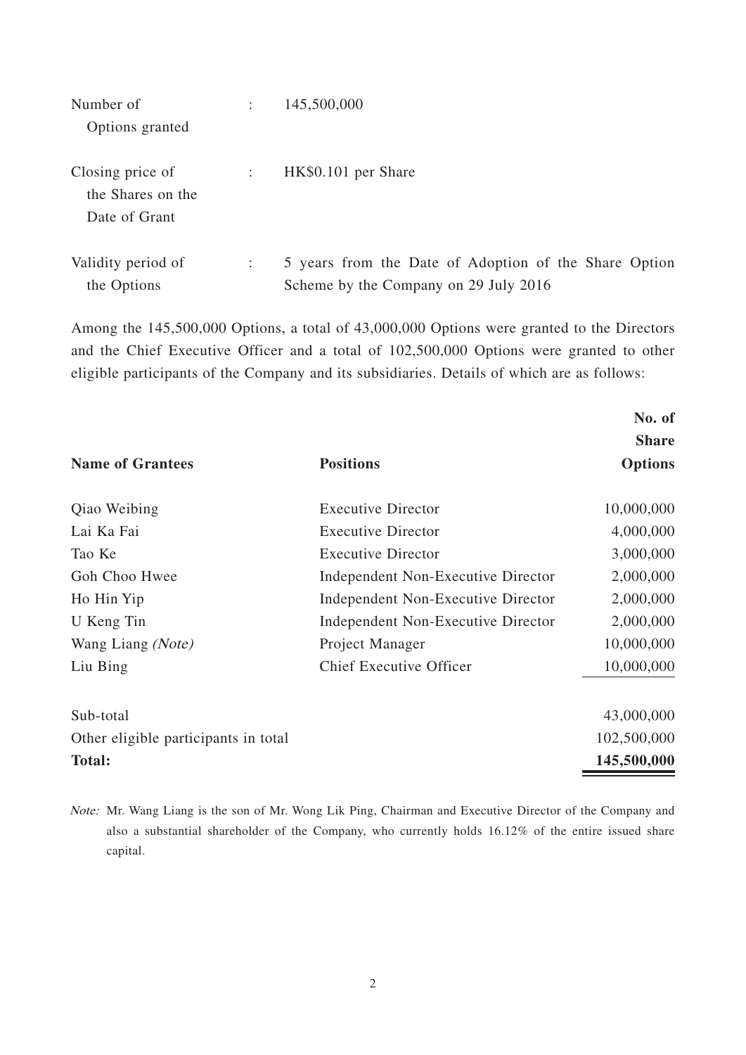| | | |
|---|---|---|
| Number of Options granted | : | 145,500,000 |
| Closing price of the Shares on the Date of Grant | : | HK$0.101 per Share |
| Validity period of the Options | : | 5 years from the Date of Adoption of the Share Option Scheme by the Company on 29 July 2016 |

Among the 145,500,000 Options, a total of 43,000,000 Options were granted to the Directors and the Chief Executive Officer and a total of 102,500,000 Options were granted to other eligible participants of the Company and its subsidiaries. Details of which are as follows:

| **Name of Grantees** | **Positions** | **No. of Share Options** |
|---|---|---|
| Qiao Weibing | Executive Director | 10,000,000 |
| Lai Ka Fai | Executive Director | 4,000,000 |
| Tao Ke | Executive Director | 3,000,000 |
| Goh Choo Hwee | Independent Non-Executive Director | 2,000,000 |
| Ho Hin Yip | Independent Non-Executive Director | 2,000,000 |
| U Keng Tin | Independent Non-Executive Director | 2,000,000 |
| Wang Liang *(Note)* | Project Manager | 10,000,000 |
| Liu Bing | Chief Executive Officer | 10,000,000 |
| Sub-total | | 43,000,000 |
| Other eligible participants in total | | 102,500,000 |
| **Total:** | | **145,500,000** |

*Note:* Mr. Wang Liang is the son of Mr. Wong Lik Ping, Chairman and Executive Director of the Company and also a substantial shareholder of the Company, who currently holds 16.12% of the entire issued share capital.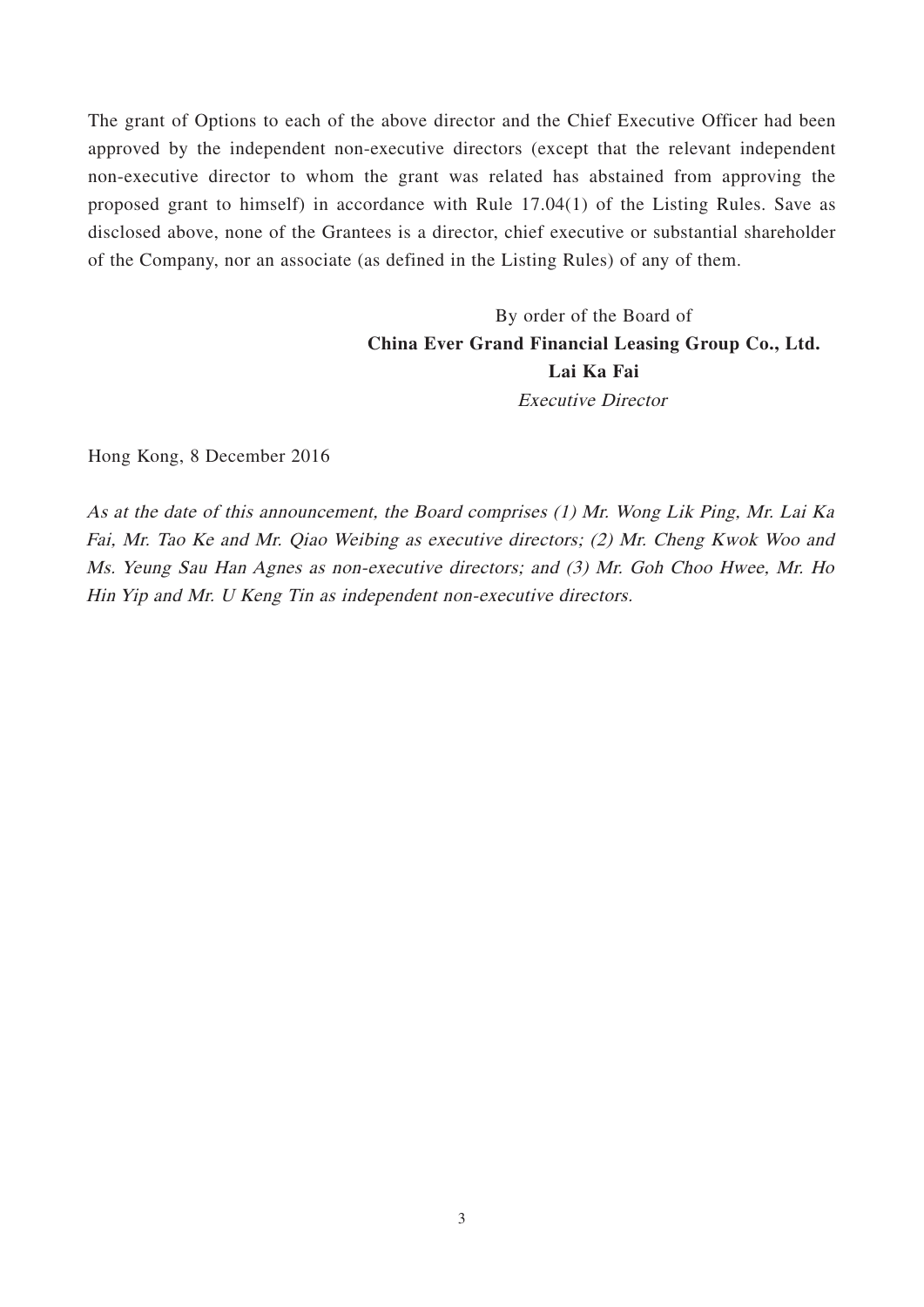The grant of Options to each of the above director and the Chief Executive Officer had been approved by the independent non-executive directors (except that the relevant independent non-executive director to whom the grant was related has abstained from approving the proposed grant to himself) in accordance with Rule 17.04(1) of the Listing Rules. Save as disclosed above, none of the Grantees is a director, chief executive or substantial shareholder of the Company, nor an associate (as defined in the Listing Rules) of any of them.

By order of the Board of
**China Ever Grand Financial Leasing Group Co., Ltd.**
**Lai Ka Fai**
*Executive Director*

Hong Kong, 8 December 2016

*As at the date of this announcement, the Board comprises (1) Mr. Wong Lik Ping, Mr. Lai Ka Fai, Mr. Tao Ke and Mr. Qiao Weibing as executive directors; (2) Mr. Cheng Kwok Woo and Ms. Yeung Sau Han Agnes as non-executive directors; and (3) Mr. Goh Choo Hwee, Mr. Ho Hin Yip and Mr. U Keng Tin as independent non-executive directors.*